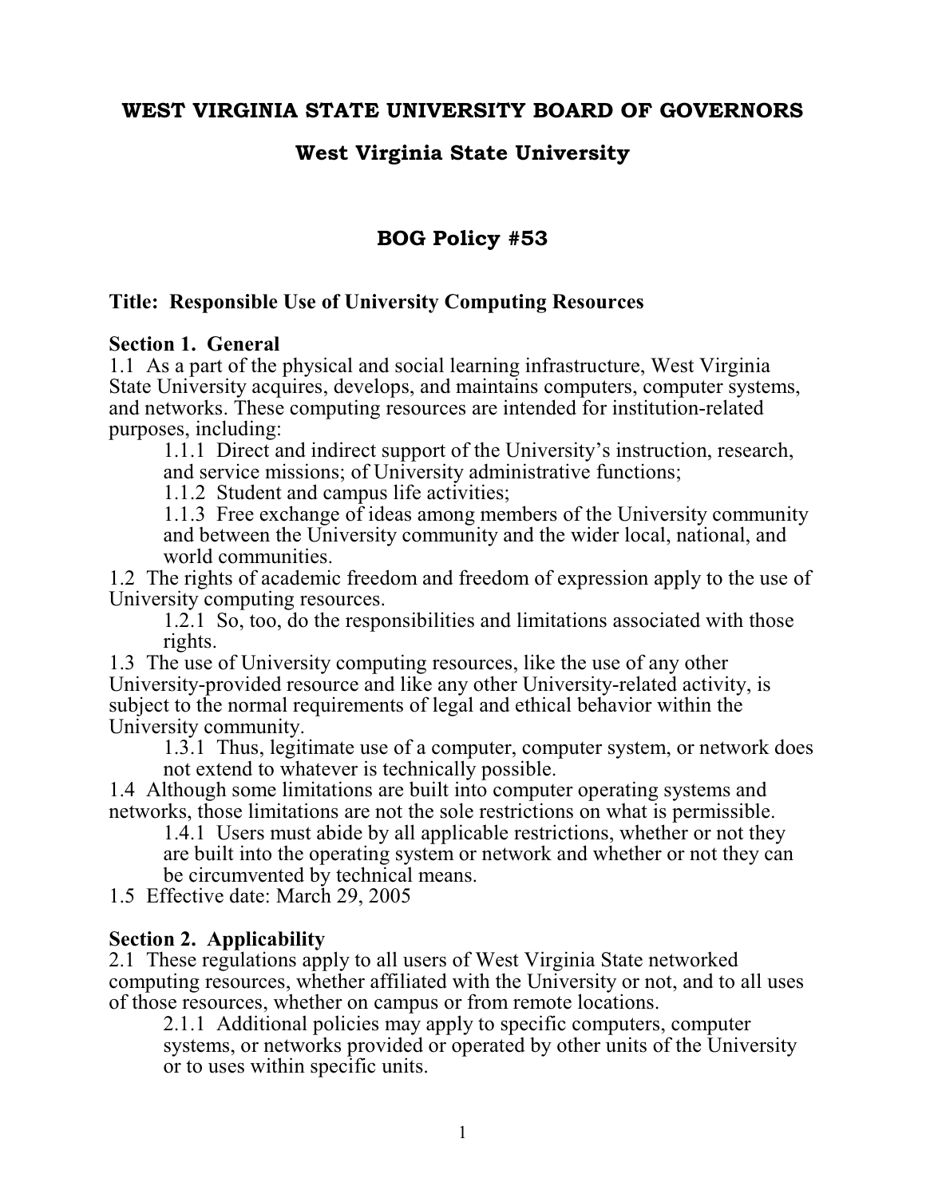# WEST VIRGINIA STATE UNIVERSITY BOARD OF GOVERNORS

## West Virginia State University

## BOG Policy #53

**Title: Responsible Use of University Computing Resources**

**Section 1. General**

1.1 As a part of the physical and social learning infrastructure, West Virginia State University acquires, develops, and maintains computers, computer systems, and networks. These computing resources are intended for institution-related purposes, including:

> 1.1.1 Direct and indirect support of the University's instruction, research, and service missions; of University administrative functions;
>
> 1.1.2 Student and campus life activities;
>
> 1.1.3 Free exchange of ideas among members of the University community and between the University community and the wider local, national, and world communities.

1.2 The rights of academic freedom and freedom of expression apply to the use of University computing resources.

> 1.2.1 So, too, do the responsibilities and limitations associated with those rights.

1.3 The use of University computing resources, like the use of any other University-provided resource and like any other University-related activity, is subject to the normal requirements of legal and ethical behavior within the University community.

> 1.3.1 Thus, legitimate use of a computer, computer system, or network does not extend to whatever is technically possible.

1.4 Although some limitations are built into computer operating systems and networks, those limitations are not the sole restrictions on what is permissible.

> 1.4.1 Users must abide by all applicable restrictions, whether or not they are built into the operating system or network and whether or not they can be circumvented by technical means.

1.5 Effective date: March 29, 2005

**Section 2. Applicability**

2.1 These regulations apply to all users of West Virginia State networked computing resources, whether affiliated with the University or not, and to all uses of those resources, whether on campus or from remote locations.

> 2.1.1 Additional policies may apply to specific computers, computer systems, or networks provided or operated by other units of the University or to uses within specific units.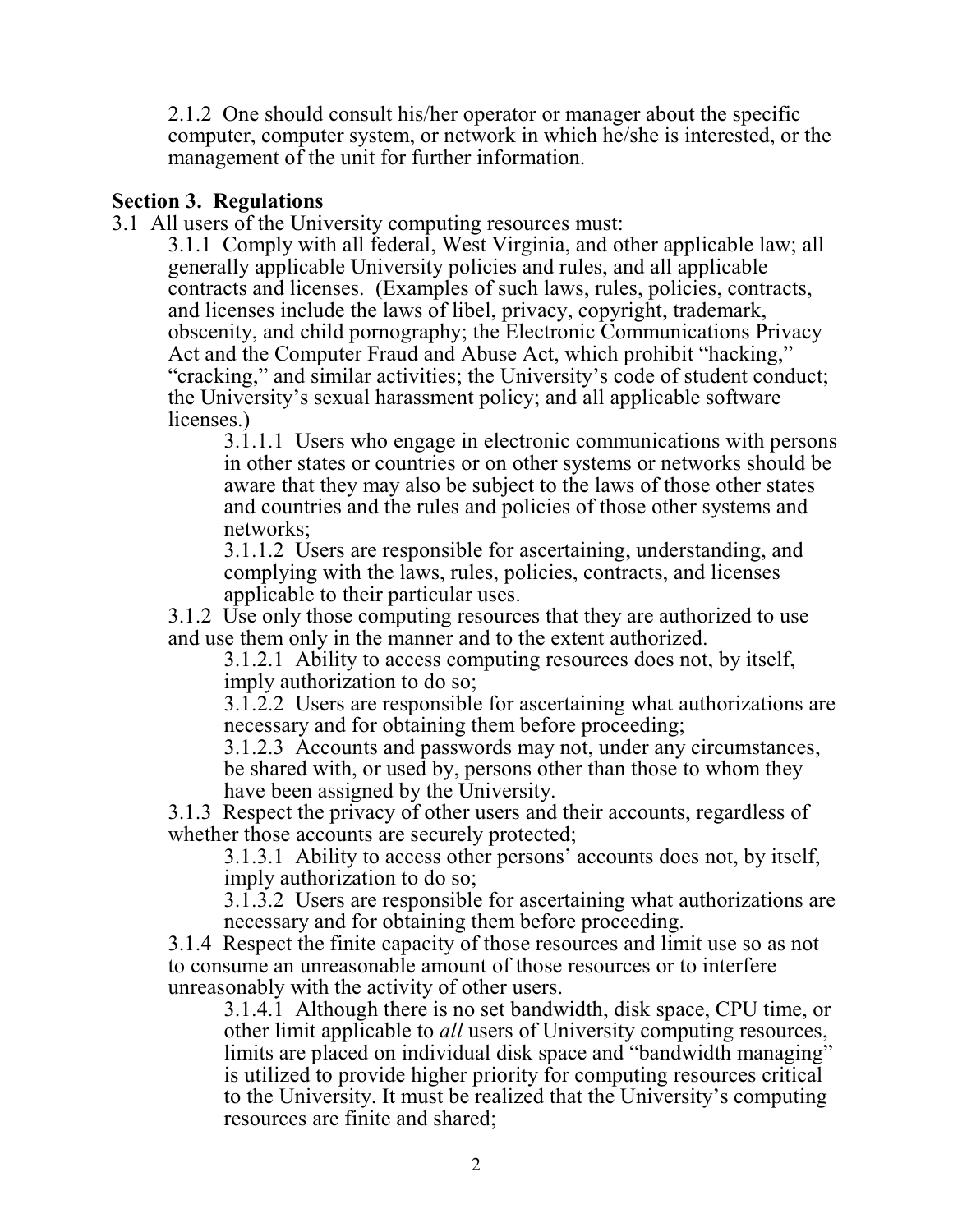2.1.2 One should consult his/her operator or manager about the specific computer, computer system, or network in which he/she is interested, or the management of the unit for further information.

## Section 3. Regulations

3.1 All users of the University computing resources must:

3.1.1 Comply with all federal, West Virginia, and other applicable law; all generally applicable University policies and rules, and all applicable contracts and licenses. (Examples of such laws, rules, policies, contracts, and licenses include the laws of libel, privacy, copyright, trademark, obscenity, and child pornography; the Electronic Communications Privacy Act and the Computer Fraud and Abuse Act, which prohibit "hacking," "cracking," and similar activities; the University's code of student conduct; the University's sexual harassment policy; and all applicable software licenses.)

3.1.1.1 Users who engage in electronic communications with persons in other states or countries or on other systems or networks should be aware that they may also be subject to the laws of those other states and countries and the rules and policies of those other systems and networks;

3.1.1.2 Users are responsible for ascertaining, understanding, and complying with the laws, rules, policies, contracts, and licenses applicable to their particular uses.

3.1.2 Use only those computing resources that they are authorized to use and use them only in the manner and to the extent authorized.

3.1.2.1 Ability to access computing resources does not, by itself, imply authorization to do so;

3.1.2.2 Users are responsible for ascertaining what authorizations are necessary and for obtaining them before proceeding;

3.1.2.3 Accounts and passwords may not, under any circumstances, be shared with, or used by, persons other than those to whom they have been assigned by the University.

3.1.3 Respect the privacy of other users and their accounts, regardless of whether those accounts are securely protected;

3.1.3.1 Ability to access other persons' accounts does not, by itself, imply authorization to do so;

3.1.3.2 Users are responsible for ascertaining what authorizations are necessary and for obtaining them before proceeding.

3.1.4 Respect the finite capacity of those resources and limit use so as not to consume an unreasonable amount of those resources or to interfere unreasonably with the activity of other users.

3.1.4.1 Although there is no set bandwidth, disk space, CPU time, or other limit applicable to *all* users of University computing resources, limits are placed on individual disk space and "bandwidth managing" is utilized to provide higher priority for computing resources critical to the University. It must be realized that the University's computing resources are finite and shared;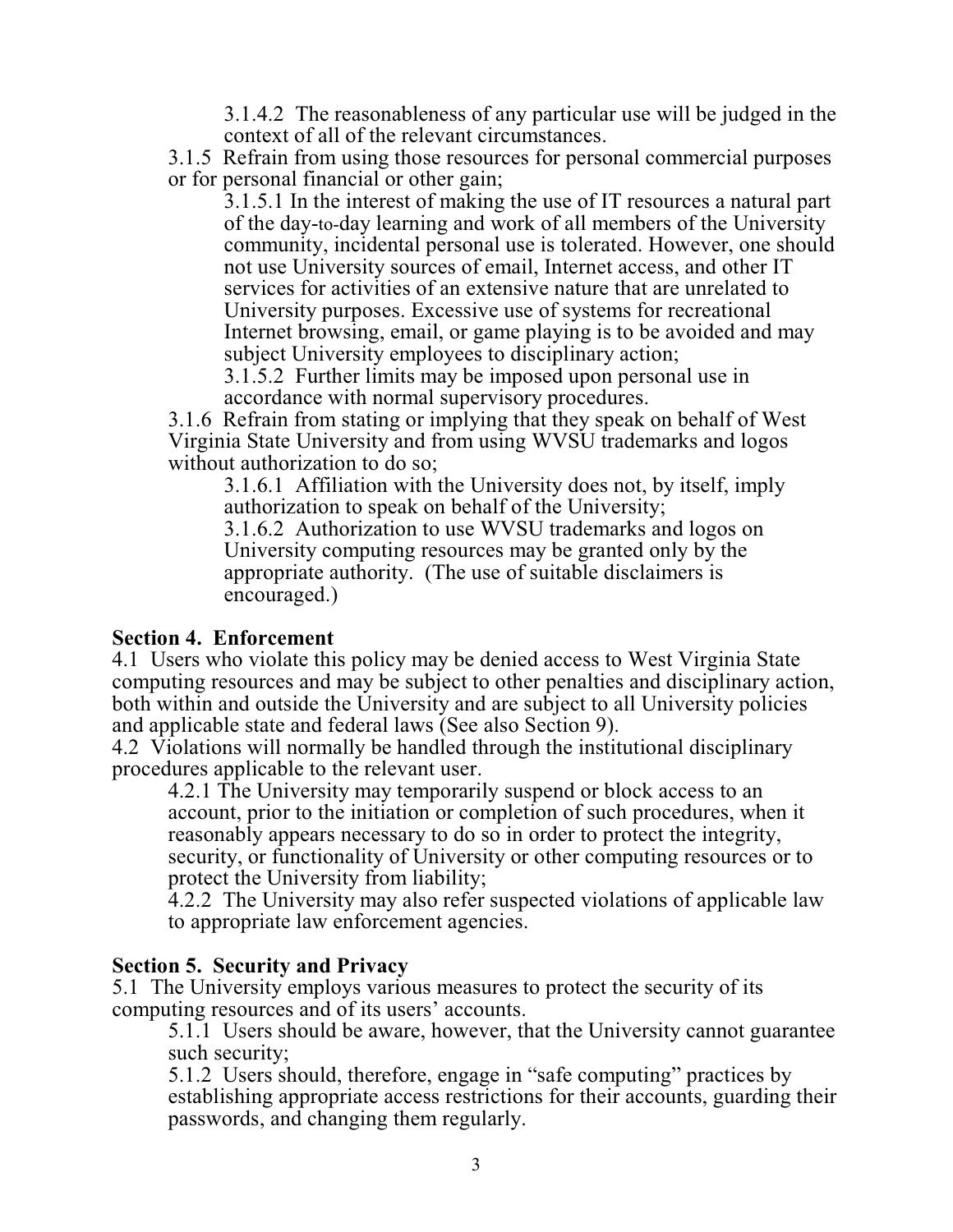3.1.4.2 The reasonableness of any particular use will be judged in the context of all of the relevant circumstances.

3.1.5 Refrain from using those resources for personal commercial purposes or for personal financial or other gain;

3.1.5.1 In the interest of making the use of IT resources a natural part of the day-to-day learning and work of all members of the University community, incidental personal use is tolerated. However, one should not use University sources of email, Internet access, and other IT services for activities of an extensive nature that are unrelated to University purposes. Excessive use of systems for recreational Internet browsing, email, or game playing is to be avoided and may subject University employees to disciplinary action;

3.1.5.2 Further limits may be imposed upon personal use in accordance with normal supervisory procedures.

3.1.6 Refrain from stating or implying that they speak on behalf of West Virginia State University and from using WVSU trademarks and logos without authorization to do so;

3.1.6.1 Affiliation with the University does not, by itself, imply authorization to speak on behalf of the University;

3.1.6.2 Authorization to use WVSU trademarks and logos on University computing resources may be granted only by the appropriate authority. (The use of suitable disclaimers is encouraged.)

**Section 4. Enforcement**

4.1 Users who violate this policy may be denied access to West Virginia State computing resources and may be subject to other penalties and disciplinary action, both within and outside the University and are subject to all University policies and applicable state and federal laws (See also Section 9).

4.2 Violations will normally be handled through the institutional disciplinary procedures applicable to the relevant user.

4.2.1 The University may temporarily suspend or block access to an account, prior to the initiation or completion of such procedures, when it reasonably appears necessary to do so in order to protect the integrity, security, or functionality of University or other computing resources or to protect the University from liability;

4.2.2 The University may also refer suspected violations of applicable law to appropriate law enforcement agencies.

**Section 5. Security and Privacy**

5.1 The University employs various measures to protect the security of its computing resources and of its users' accounts.

5.1.1 Users should be aware, however, that the University cannot guarantee such security;

5.1.2 Users should, therefore, engage in "safe computing" practices by establishing appropriate access restrictions for their accounts, guarding their passwords, and changing them regularly.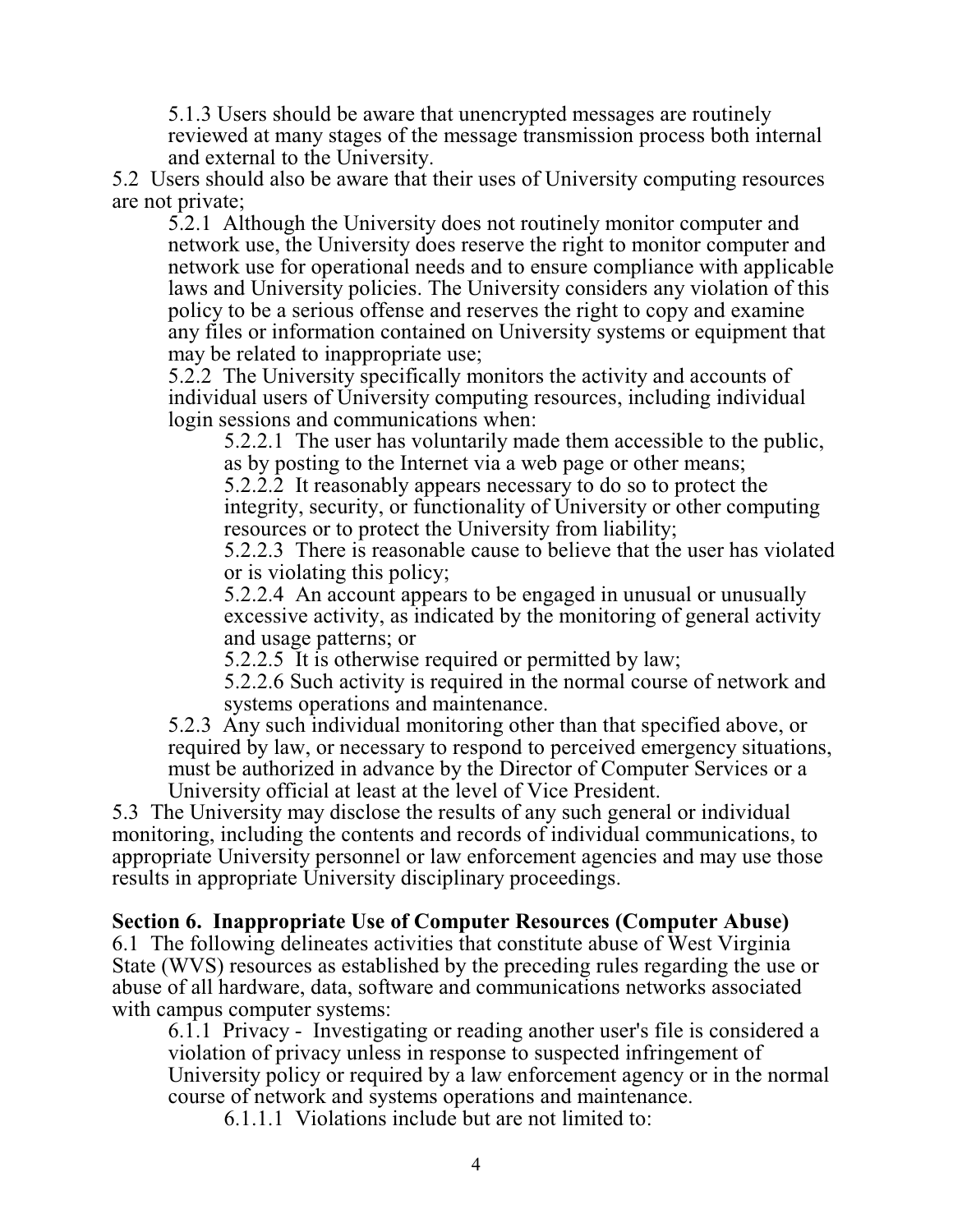5.1.3 Users should be aware that unencrypted messages are routinely reviewed at many stages of the message transmission process both internal and external to the University.

5.2 Users should also be aware that their uses of University computing resources are not private;

5.2.1 Although the University does not routinely monitor computer and network use, the University does reserve the right to monitor computer and network use for operational needs and to ensure compliance with applicable laws and University policies. The University considers any violation of this policy to be a serious offense and reserves the right to copy and examine any files or information contained on University systems or equipment that may be related to inappropriate use;

5.2.2 The University specifically monitors the activity and accounts of individual users of University computing resources, including individual login sessions and communications when:

5.2.2.1 The user has voluntarily made them accessible to the public, as by posting to the Internet via a web page or other means;

5.2.2.2 It reasonably appears necessary to do so to protect the integrity, security, or functionality of University or other computing resources or to protect the University from liability;

5.2.2.3 There is reasonable cause to believe that the user has violated or is violating this policy;

5.2.2.4 An account appears to be engaged in unusual or unusually excessive activity, as indicated by the monitoring of general activity and usage patterns; or

5.2.2.5 It is otherwise required or permitted by law;

5.2.2.6 Such activity is required in the normal course of network and systems operations and maintenance.

5.2.3 Any such individual monitoring other than that specified above, or required by law, or necessary to respond to perceived emergency situations, must be authorized in advance by the Director of Computer Services or a University official at least at the level of Vice President.

5.3 The University may disclose the results of any such general or individual monitoring, including the contents and records of individual communications, to appropriate University personnel or law enforcement agencies and may use those results in appropriate University disciplinary proceedings.

**Section 6. Inappropriate Use of Computer Resources (Computer Abuse)**

6.1 The following delineates activities that constitute abuse of West Virginia State (WVS) resources as established by the preceding rules regarding the use or abuse of all hardware, data, software and communications networks associated with campus computer systems:

6.1.1 Privacy - Investigating or reading another user's file is considered a violation of privacy unless in response to suspected infringement of University policy or required by a law enforcement agency or in the normal course of network and systems operations and maintenance.

6.1.1.1 Violations include but are not limited to: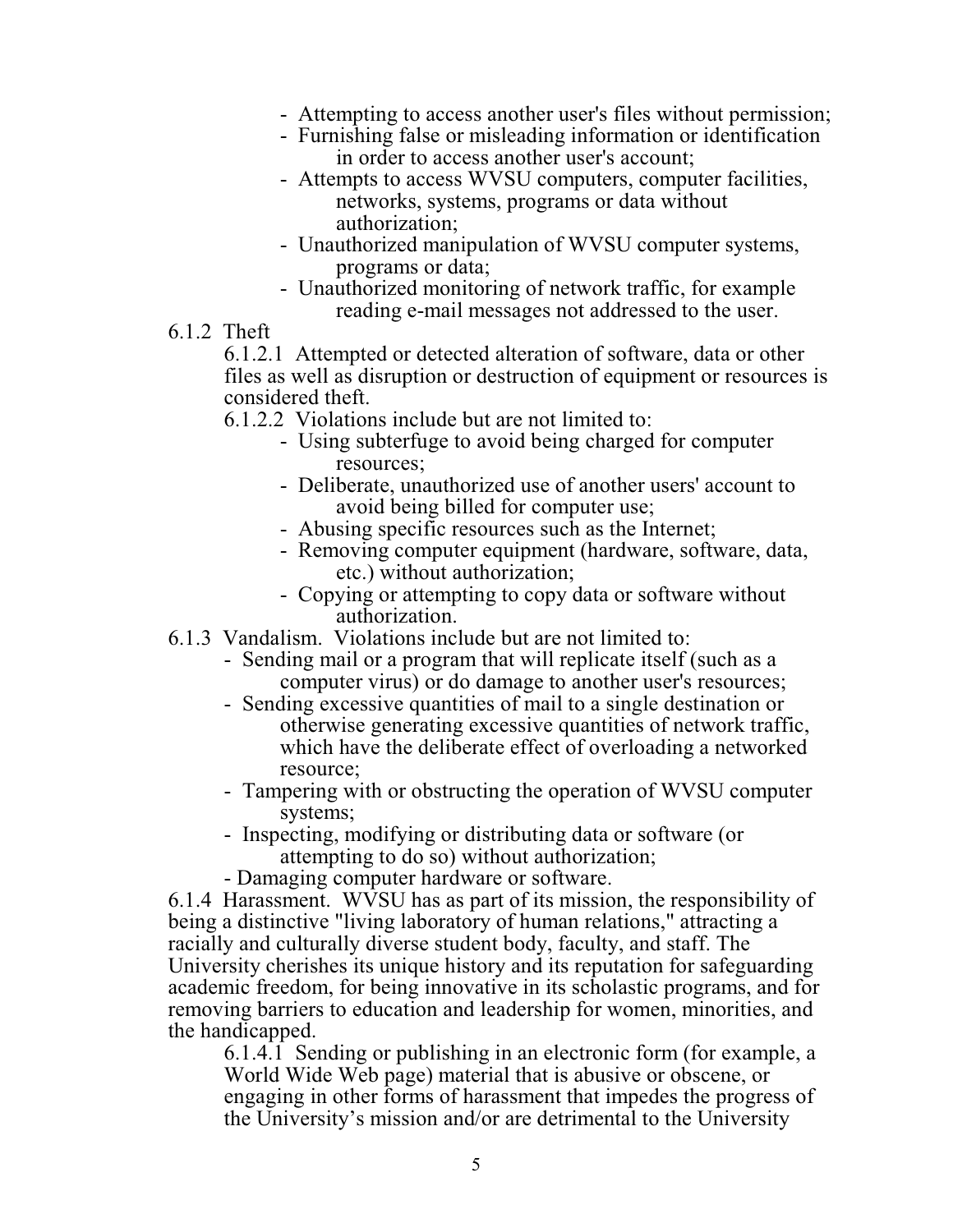- Attempting to access another user's files without permission;
- Furnishing false or misleading information or identification in order to access another user's account;
- Attempts to access WVSU computers, computer facilities, networks, systems, programs or data without authorization;
- Unauthorized manipulation of WVSU computer systems, programs or data;
- Unauthorized monitoring of network traffic, for example reading e-mail messages not addressed to the user.

6.1.2 Theft

6.1.2.1 Attempted or detected alteration of software, data or other files as well as disruption or destruction of equipment or resources is considered theft.

6.1.2.2 Violations include but are not limited to:

- Using subterfuge to avoid being charged for computer resources;
- Deliberate, unauthorized use of another users' account to avoid being billed for computer use;
- Abusing specific resources such as the Internet;
- Removing computer equipment (hardware, software, data, etc.) without authorization;
- Copying or attempting to copy data or software without authorization.

6.1.3 Vandalism. Violations include but are not limited to:

- Sending mail or a program that will replicate itself (such as a computer virus) or do damage to another user's resources;
- Sending excessive quantities of mail to a single destination or otherwise generating excessive quantities of network traffic, which have the deliberate effect of overloading a networked resource;
- Tampering with or obstructing the operation of WVSU computer systems;
- Inspecting, modifying or distributing data or software (or attempting to do so) without authorization;
- Damaging computer hardware or software.

6.1.4 Harassment. WVSU has as part of its mission, the responsibility of being a distinctive "living laboratory of human relations," attracting a racially and culturally diverse student body, faculty, and staff. The University cherishes its unique history and its reputation for safeguarding academic freedom, for being innovative in its scholastic programs, and for removing barriers to education and leadership for women, minorities, and the handicapped.

6.1.4.1 Sending or publishing in an electronic form (for example, a World Wide Web page) material that is abusive or obscene, or engaging in other forms of harassment that impedes the progress of the University's mission and/or are detrimental to the University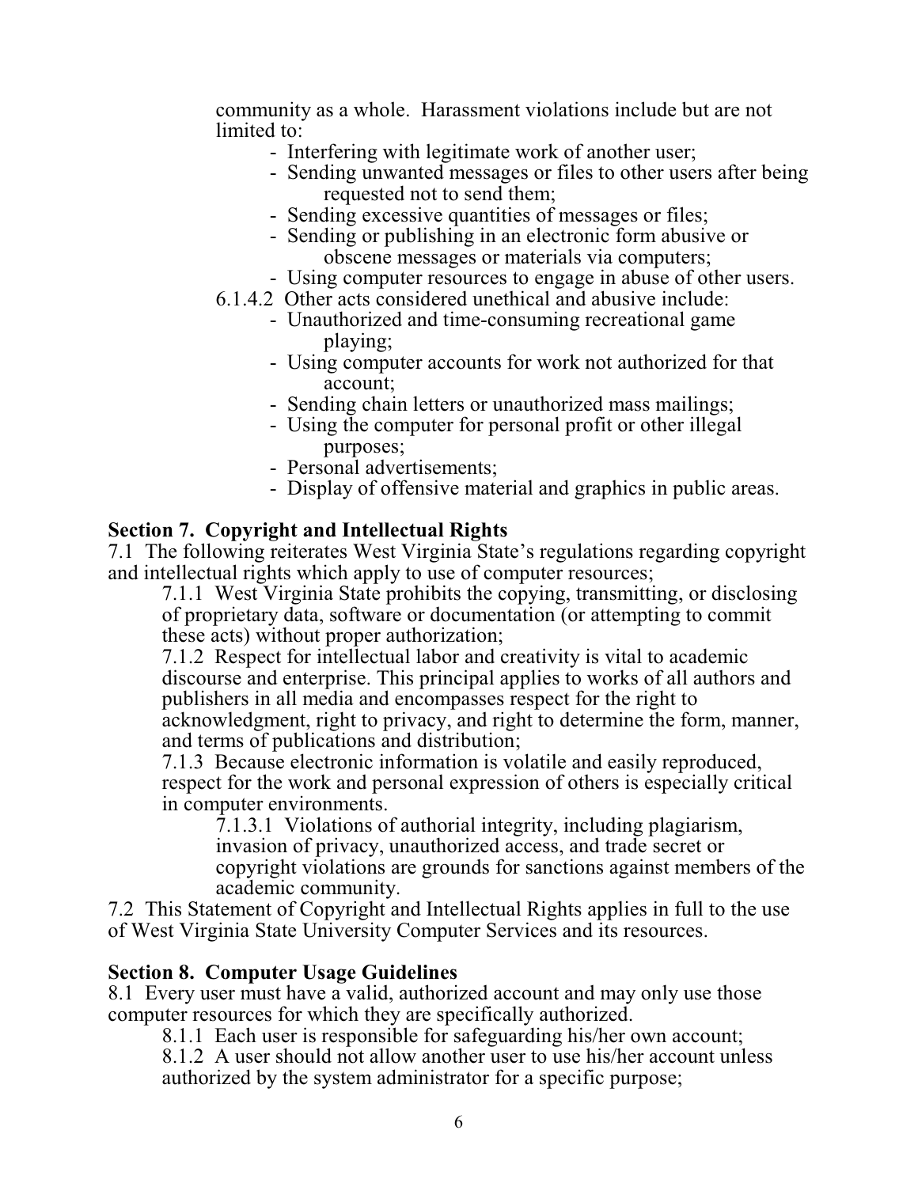community as a whole. Harassment violations include but are not limited to:

- Interfering with legitimate work of another user;
- Sending unwanted messages or files to other users after being requested not to send them;
- Sending excessive quantities of messages or files;
- Sending or publishing in an electronic form abusive or obscene messages or materials via computers;
- Using computer resources to engage in abuse of other users.

6.1.4.2 Other acts considered unethical and abusive include:

- Unauthorized and time-consuming recreational game playing;
- Using computer accounts for work not authorized for that account;
- Sending chain letters or unauthorized mass mailings;
- Using the computer for personal profit or other illegal purposes;
- Personal advertisements;
- Display of offensive material and graphics in public areas.

**Section 7. Copyright and Intellectual Rights**

7.1 The following reiterates West Virginia State's regulations regarding copyright and intellectual rights which apply to use of computer resources;

7.1.1 West Virginia State prohibits the copying, transmitting, or disclosing of proprietary data, software or documentation (or attempting to commit these acts) without proper authorization;

7.1.2 Respect for intellectual labor and creativity is vital to academic discourse and enterprise. This principal applies to works of all authors and publishers in all media and encompasses respect for the right to acknowledgment, right to privacy, and right to determine the form, manner, and terms of publications and distribution;

7.1.3 Because electronic information is volatile and easily reproduced, respect for the work and personal expression of others is especially critical in computer environments.

7.1.3.1 Violations of authorial integrity, including plagiarism, invasion of privacy, unauthorized access, and trade secret or copyright violations are grounds for sanctions against members of the academic community.

7.2 This Statement of Copyright and Intellectual Rights applies in full to the use of West Virginia State University Computer Services and its resources.

**Section 8. Computer Usage Guidelines**

8.1 Every user must have a valid, authorized account and may only use those computer resources for which they are specifically authorized.

8.1.1 Each user is responsible for safeguarding his/her own account;

8.1.2 A user should not allow another user to use his/her account unless authorized by the system administrator for a specific purpose;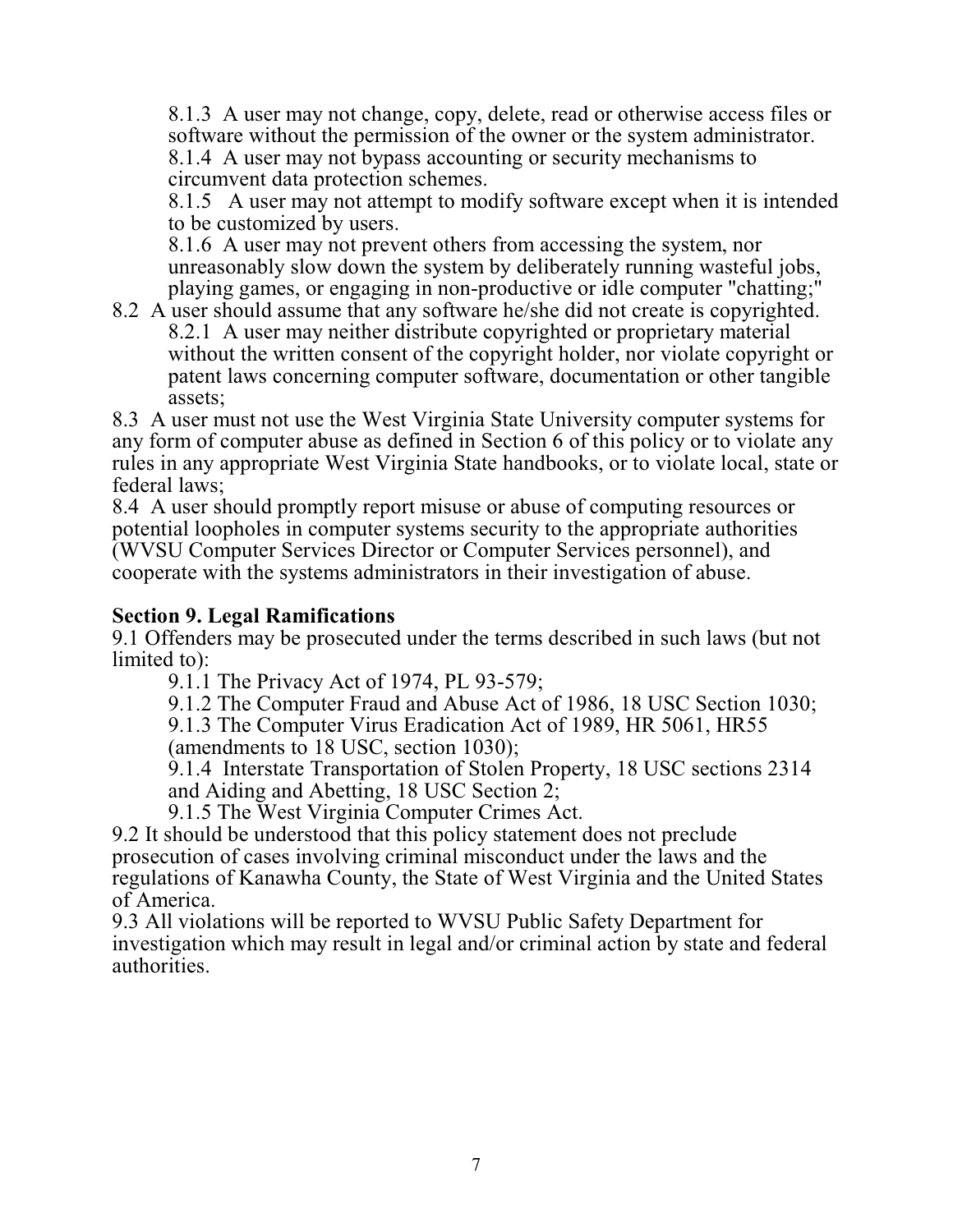8.1.3 A user may not change, copy, delete, read or otherwise access files or software without the permission of the owner or the system administrator.

8.1.4 A user may not bypass accounting or security mechanisms to circumvent data protection schemes.

8.1.5 A user may not attempt to modify software except when it is intended to be customized by users.

8.1.6 A user may not prevent others from accessing the system, nor unreasonably slow down the system by deliberately running wasteful jobs, playing games, or engaging in non-productive or idle computer "chatting;"

8.2 A user should assume that any software he/she did not create is copyrighted.

8.2.1 A user may neither distribute copyrighted or proprietary material without the written consent of the copyright holder, nor violate copyright or patent laws concerning computer software, documentation or other tangible assets;

8.3 A user must not use the West Virginia State University computer systems for any form of computer abuse as defined in Section 6 of this policy or to violate any rules in any appropriate West Virginia State handbooks, or to violate local, state or federal laws;

8.4 A user should promptly report misuse or abuse of computing resources or potential loopholes in computer systems security to the appropriate authorities (WVSU Computer Services Director or Computer Services personnel), and cooperate with the systems administrators in their investigation of abuse.

**Section 9. Legal Ramifications**

9.1 Offenders may be prosecuted under the terms described in such laws (but not limited to):

9.1.1 The Privacy Act of 1974, PL 93-579;

9.1.2 The Computer Fraud and Abuse Act of 1986, 18 USC Section 1030;

9.1.3 The Computer Virus Eradication Act of 1989, HR 5061, HR55 (amendments to 18 USC, section 1030);

9.1.4 Interstate Transportation of Stolen Property, 18 USC sections 2314 and Aiding and Abetting, 18 USC Section 2;

9.1.5 The West Virginia Computer Crimes Act.

9.2 It should be understood that this policy statement does not preclude prosecution of cases involving criminal misconduct under the laws and the regulations of Kanawha County, the State of West Virginia and the United States of America.

9.3 All violations will be reported to WVSU Public Safety Department for investigation which may result in legal and/or criminal action by state and federal authorities.